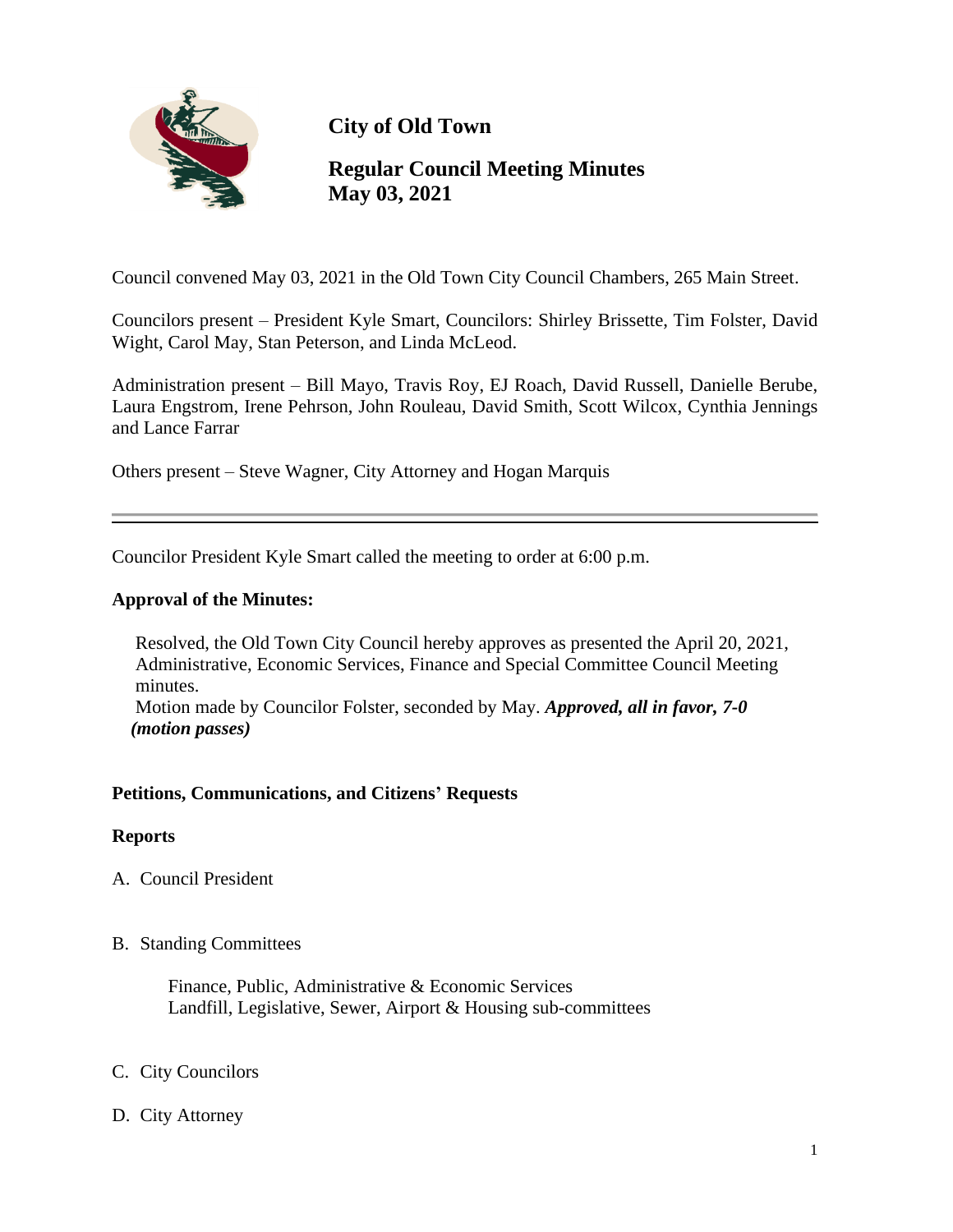# City of Old Town

## Regular Council Meeting Minutes
## May 03, 2021

Council convened May 03, 2021 in the Old Town City Council Chambers, 265 Main Street.

Councilors present – President Kyle Smart, Councilors: Shirley Brissette, Tim Folster, David Wight, Carol May, Stan Peterson, and Linda McLeod.

Administration present – Bill Mayo, Travis Roy, EJ Roach, David Russell, Danielle Berube, Laura Engstrom, Irene Pehrson, John Rouleau, David Smith, Scott Wilcox, Cynthia Jennings and Lance Farrar

Others present – Steve Wagner, City Attorney and Hogan Marquis

---

Councilor President Kyle Smart called the meeting to order at 6:00 p.m.

**Approval of the Minutes:**

Resolved, the Old Town City Council hereby approves as presented the April 20, 2021, Administrative, Economic Services, Finance and Special Committee Council Meeting minutes.
Motion made by Councilor Folster, seconded by May. ***Approved, all in favor, 7-0 (motion passes)***

**Petitions, Communications, and Citizens' Requests**

**Reports**

A. Council President

B. Standing Committees

Finance, Public, Administrative & Economic Services
Landfill, Legislative, Sewer, Airport & Housing sub-committees

C. City Councilors

D. City Attorney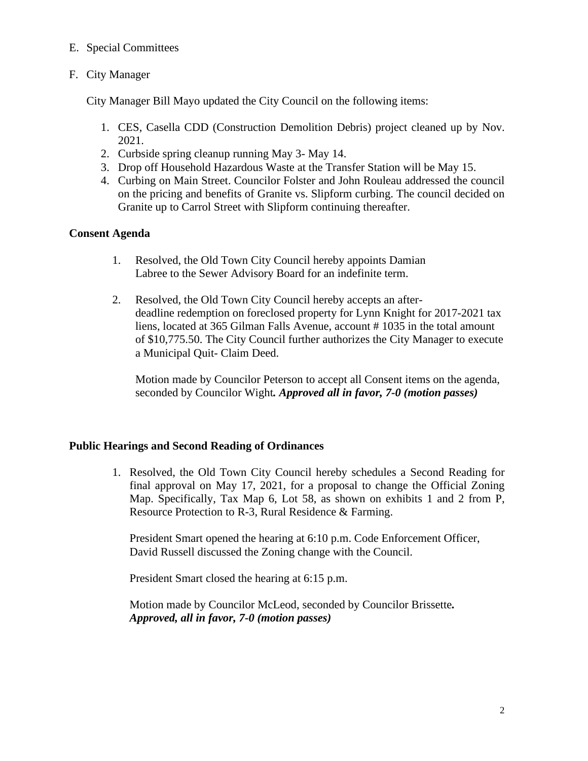E. Special Committees

F. City Manager

City Manager Bill Mayo updated the City Council on the following items:

1. CES, Casella CDD (Construction Demolition Debris) project cleaned up by Nov. 2021.
2. Curbside spring cleanup running May 3- May 14.
3. Drop off Household Hazardous Waste at the Transfer Station will be May 15.
4. Curbing on Main Street. Councilor Folster and John Rouleau addressed the council on the pricing and benefits of Granite vs. Slipform curbing. The council decided on Granite up to Carrol Street with Slipform continuing thereafter.

**Consent Agenda**

1. Resolved, the Old Town City Council hereby appoints Damian Labree to the Sewer Advisory Board for an indefinite term.

2. Resolved, the Old Town City Council hereby accepts an after-deadline redemption on foreclosed property for Lynn Knight for 2017-2021 tax liens, located at 365 Gilman Falls Avenue, account # 1035 in the total amount of $10,775.50. The City Council further authorizes the City Manager to execute a Municipal Quit- Claim Deed.

   Motion made by Councilor Peterson to accept all Consent items on the agenda, seconded by Councilor Wight***. Approved all in favor, 7-0 (motion passes)***

**Public Hearings and Second Reading of Ordinances**

1. Resolved, the Old Town City Council hereby schedules a Second Reading for final approval on May 17, 2021, for a proposal to change the Official Zoning Map. Specifically, Tax Map 6, Lot 58, as shown on exhibits 1 and 2 from P, Resource Protection to R-3, Rural Residence & Farming.

   President Smart opened the hearing at 6:10 p.m. Code Enforcement Officer, David Russell discussed the Zoning change with the Council.

   President Smart closed the hearing at 6:15 p.m.

   Motion made by Councilor McLeod, seconded by Councilor Brissette***.***
   ***Approved, all in favor, 7-0 (motion passes)***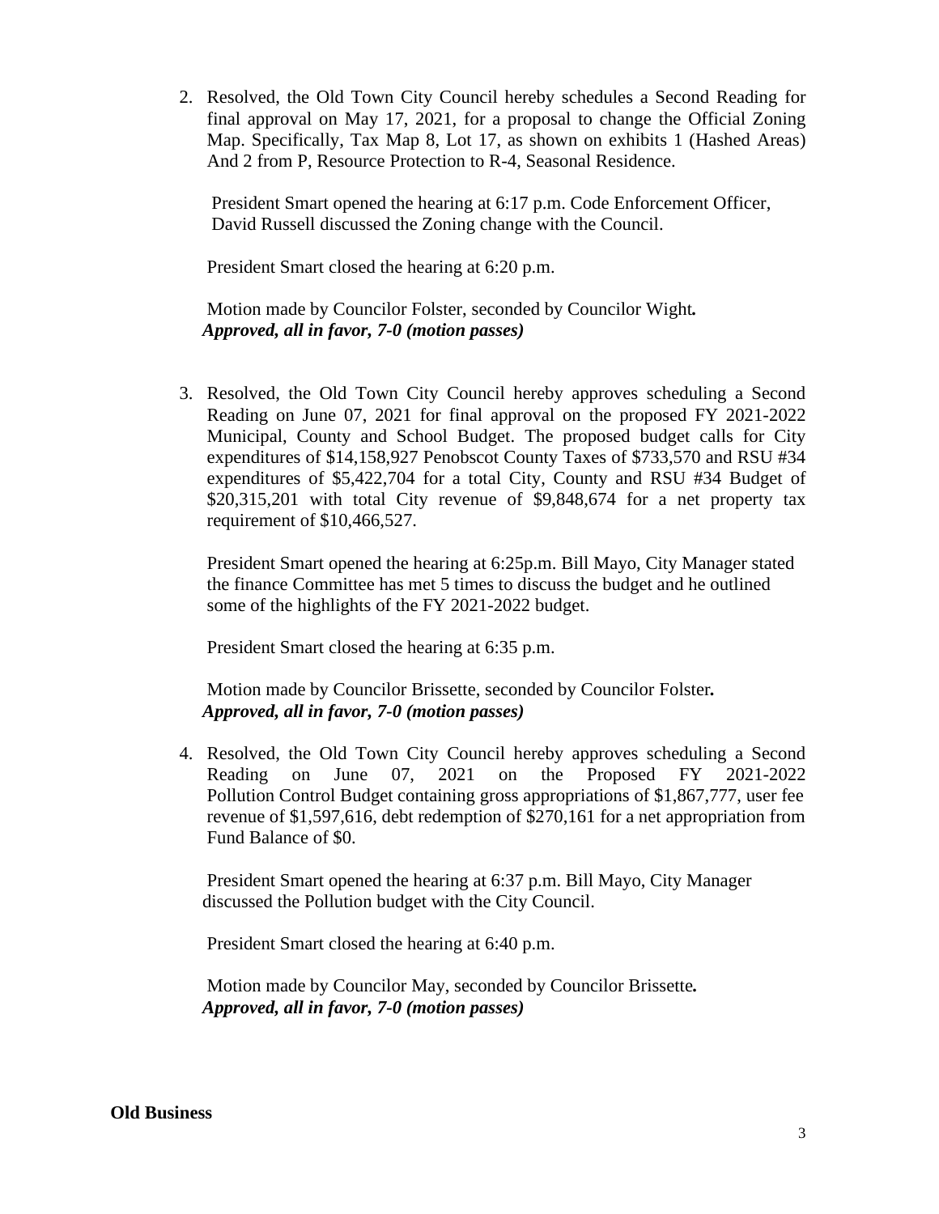2. Resolved, the Old Town City Council hereby schedules a Second Reading for final approval on May 17, 2021, for a proposal to change the Official Zoning Map. Specifically, Tax Map 8, Lot 17, as shown on exhibits 1 (Hashed Areas) And 2 from P, Resource Protection to R-4, Seasonal Residence.

   President Smart opened the hearing at 6:17 p.m. Code Enforcement Officer, David Russell discussed the Zoning change with the Council.

   President Smart closed the hearing at 6:20 p.m.

   Motion made by Councilor Folster, seconded by Councilor Wight***.***
   ***Approved, all in favor, 7-0 (motion passes)***

3. Resolved, the Old Town City Council hereby approves scheduling a Second Reading on June 07, 2021 for final approval on the proposed FY 2021-2022 Municipal, County and School Budget. The proposed budget calls for City expenditures of $14,158,927 Penobscot County Taxes of $733,570 and RSU #34 expenditures of $5,422,704 for a total City, County and RSU #34 Budget of $20,315,201 with total City revenue of $9,848,674 for a net property tax requirement of $10,466,527.

   President Smart opened the hearing at 6:25p.m. Bill Mayo, City Manager stated the finance Committee has met 5 times to discuss the budget and he outlined some of the highlights of the FY 2021-2022 budget.

   President Smart closed the hearing at 6:35 p.m.

   Motion made by Councilor Brissette, seconded by Councilor Folster***.***
   ***Approved, all in favor, 7-0 (motion passes)***

4. Resolved, the Old Town City Council hereby approves scheduling a Second Reading on June 07, 2021 on the Proposed FY 2021-2022 Pollution Control Budget containing gross appropriations of $1,867,777, user fee revenue of $1,597,616, debt redemption of $270,161 for a net appropriation from Fund Balance of $0.

   President Smart opened the hearing at 6:37 p.m. Bill Mayo, City Manager discussed the Pollution budget with the City Council.

   President Smart closed the hearing at 6:40 p.m.

   Motion made by Councilor May, seconded by Councilor Brissette***.***
   ***Approved, all in favor, 7-0 (motion passes)***

**Old Business**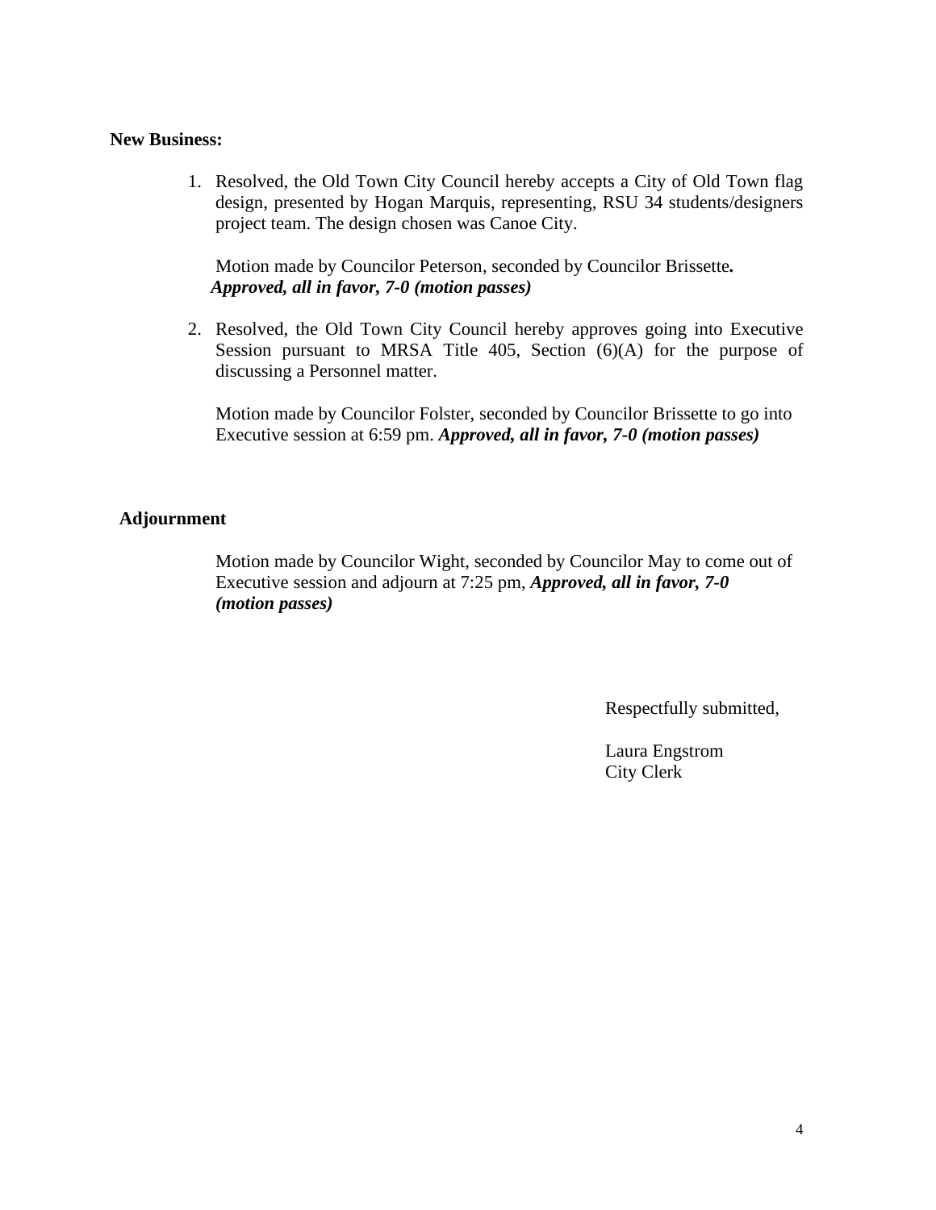**New Business:**

1. Resolved, the Old Town City Council hereby accepts a City of Old Town flag design, presented by Hogan Marquis, representing, RSU 34 students/designers project team. The design chosen was Canoe City.

   Motion made by Councilor Peterson, seconded by Councilor Brissette**.**
   ***Approved, all in favor, 7-0 (motion passes)***

2. Resolved, the Old Town City Council hereby approves going into Executive Session pursuant to MRSA Title 405, Section (6)(A) for the purpose of discussing a Personnel matter.

   Motion made by Councilor Folster, seconded by Councilor Brissette to go into Executive session at 6:59 pm. ***Approved, all in favor, 7-0 (motion passes)***

**Adjournment**

Motion made by Councilor Wight, seconded by Councilor May to come out of Executive session and adjourn at 7:25 pm, ***Approved, all in favor, 7-0 (motion passes)***

Respectfully submitted,

Laura Engstrom
City Clerk